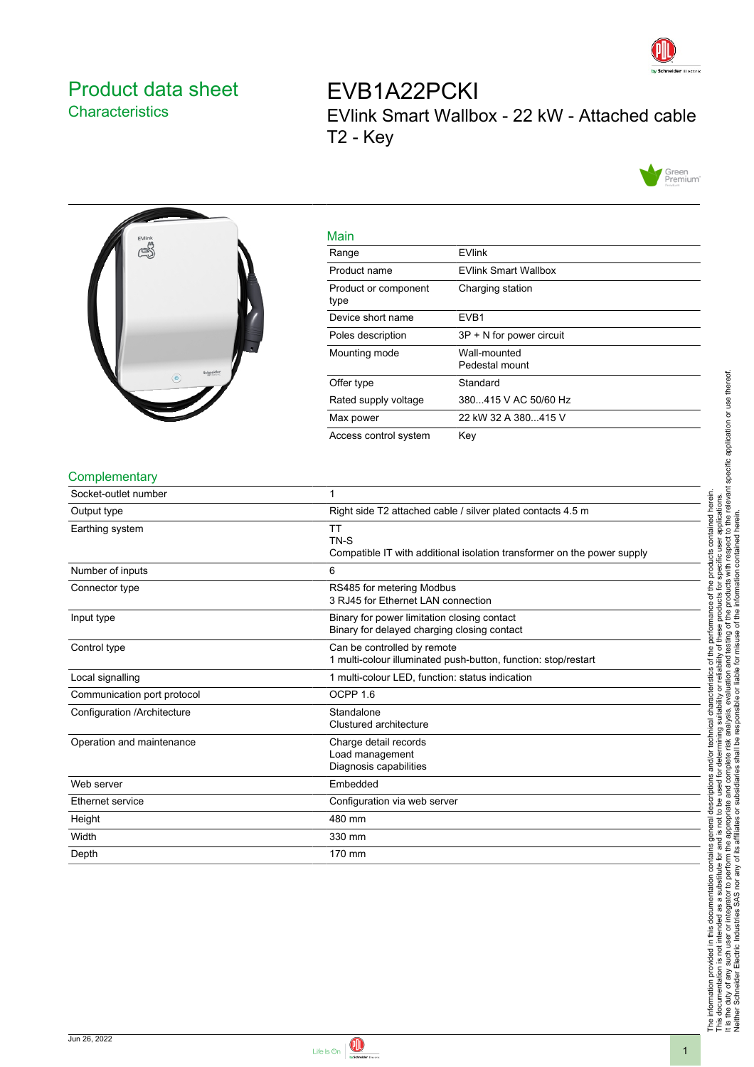# Product data sheet
## Characteristics

# EVB1A22PCKI
## EVlink Smart Wallbox - 22 kW - Attached cable T2 - Key

### Main

| | |
|---|---|
| Range | EVlink |
| Product name | EVlink Smart Wallbox |
| Product or component type | Charging station |
| Device short name | EVB1 |
| Poles description | 3P + N for power circuit |
| Mounting mode | Wall-mounted<br>Pedestal mount |
| Offer type | Standard |
| Rated supply voltage | 380...415 V AC 50/60 Hz |
| Max power | 22 kW 32 A 380...415 V |
| Access control system | Key |

### Complementary

| | |
|---|---|
| Socket-outlet number | 1 |
| Output type | Right side T2 attached cable / silver plated contacts 4.5 m |
| Earthing system | TT<br>TN-S<br>Compatible IT with additional isolation transformer on the power supply |
| Number of inputs | 6 |
| Connector type | RS485 for metering Modbus<br>3 RJ45 for Ethernet LAN connection |
| Input type | Binary for power limitation closing contact<br>Binary for delayed charging closing contact |
| Control type | Can be controlled by remote<br>1 multi-colour illuminated push-button, function: stop/restart |
| Local signalling | 1 multi-colour LED, function: status indication |
| Communication port protocol | OCPP 1.6 |
| Configuration /Architecture | Standalone<br>Clustured architecture |
| Operation and maintenance | Charge detail records<br>Load management<br>Diagnosis capabilities |
| Web server | Embedded |
| Ethernet service | Configuration via web server |
| Height | 480 mm |
| Width | 330 mm |
| Depth | 170 mm |

The information provided in this documentation contains general descriptions and/or technical characteristics of the performance of the products contained herein.
This documentation is not intended as a substitute for and is not to be used for determining suitability or reliability of these products for specific user applications.
It is the duty of any such user or integrator to perform the appropriate and complete risk analysis, evaluation and testing of the products with respect to the relevant specific application or use thereof.
Neither Schneider Electric Industries SAS nor any of its affiliates or subsidiaries shall be responsible or liable for misuse of the information contained herein.

Jun 26, 2022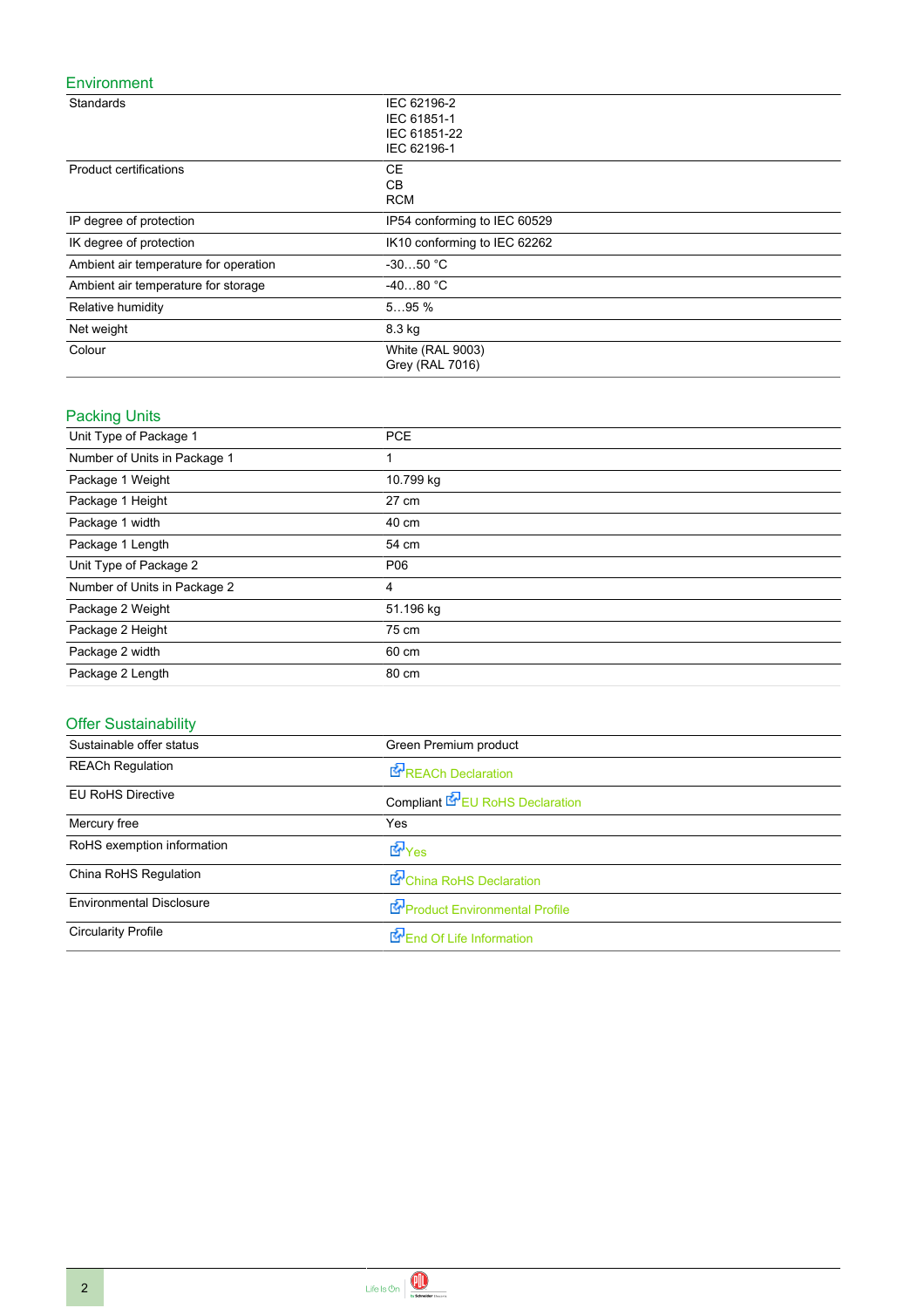## Environment

| | |
|---|---|
| Standards | IEC 62196-2<br>IEC 61851-1<br>IEC 61851-22<br>IEC 62196-1 |
| Product certifications | CE<br>CB<br>RCM |
| IP degree of protection | IP54 conforming to IEC 60529 |
| IK degree of protection | IK10 conforming to IEC 62262 |
| Ambient air temperature for operation | -30…50 °C |
| Ambient air temperature for storage | -40…80 °C |
| Relative humidity | 5…95 % |
| Net weight | 8.3 kg |
| Colour | White (RAL 9003)<br>Grey (RAL 7016) |

## Packing Units

| | |
|---|---|
| Unit Type of Package 1 | PCE |
| Number of Units in Package 1 | 1 |
| Package 1 Weight | 10.799 kg |
| Package 1 Height | 27 cm |
| Package 1 width | 40 cm |
| Package 1 Length | 54 cm |
| Unit Type of Package 2 | P06 |
| Number of Units in Package 2 | 4 |
| Package 2 Weight | 51.196 kg |
| Package 2 Height | 75 cm |
| Package 2 width | 60 cm |
| Package 2 Length | 80 cm |

## Offer Sustainability

| | |
|---|---|
| Sustainable offer status | Green Premium product |
| REACh Regulation | REACh Declaration |
| EU RoHS Directive | Compliant EU RoHS Declaration |
| Mercury free | Yes |
| RoHS exemption information | Yes |
| China RoHS Regulation | China RoHS Declaration |
| Environmental Disclosure | Product Environmental Profile |
| Circularity Profile | End Of Life Information |